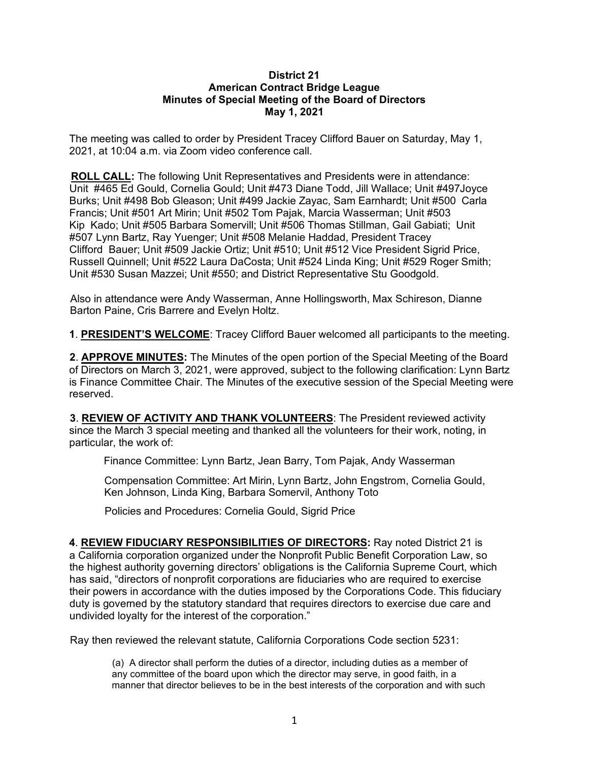**District 21**
**American Contract Bridge League**
**Minutes of Special Meeting of the Board of Directors**
**May 1, 2021**

The meeting was called to order by President Tracey Clifford Bauer on Saturday, May 1, 2021, at 10:04 a.m. via Zoom video conference call.

**ROLL CALL:** The following Unit Representatives and Presidents were in attendance: Unit #465 Ed Gould, Cornelia Gould; Unit #473 Diane Todd, Jill Wallace; Unit #497Joyce Burks; Unit #498 Bob Gleason; Unit #499 Jackie Zayac, Sam Earnhardt; Unit #500 Carla Francis; Unit #501 Art Mirin; Unit #502 Tom Pajak, Marcia Wasserman; Unit #503 Kip Kado; Unit #505 Barbara Somervill; Unit #506 Thomas Stillman, Gail Gabiati; Unit #507 Lynn Bartz, Ray Yuenger; Unit #508 Melanie Haddad, President Tracey Clifford Bauer; Unit #509 Jackie Ortiz; Unit #510; Unit #512 Vice President Sigrid Price, Russell Quinnell; Unit #522 Laura DaCosta; Unit #524 Linda King; Unit #529 Roger Smith; Unit #530 Susan Mazzei; Unit #550; and District Representative Stu Goodgold.

Also in attendance were Andy Wasserman, Anne Hollingsworth, Max Schireson, Dianne Barton Paine, Cris Barrere and Evelyn Holtz.

**1**. **PRESIDENT'S WELCOME**: Tracey Clifford Bauer welcomed all participants to the meeting.

**2**. **APPROVE MINUTES:** The Minutes of the open portion of the Special Meeting of the Board of Directors on March 3, 2021, were approved, subject to the following clarification: Lynn Bartz is Finance Committee Chair. The Minutes of the executive session of the Special Meeting were reserved.

**3**. **REVIEW OF ACTIVITY AND THANK VOLUNTEERS**: The President reviewed activity since the March 3 special meeting and thanked all the volunteers for their work, noting, in particular, the work of:

> Finance Committee: Lynn Bartz, Jean Barry, Tom Pajak, Andy Wasserman
>
> Compensation Committee: Art Mirin, Lynn Bartz, John Engstrom, Cornelia Gould, Ken Johnson, Linda King, Barbara Somervil, Anthony Toto
>
> Policies and Procedures: Cornelia Gould, Sigrid Price

**4**. **REVIEW FIDUCIARY RESPONSIBILITIES OF DIRECTORS:** Ray noted District 21 is a California corporation organized under the Nonprofit Public Benefit Corporation Law, so the highest authority governing directors' obligations is the California Supreme Court, which has said, "directors of nonprofit corporations are fiduciaries who are required to exercise their powers in accordance with the duties imposed by the Corporations Code. This fiduciary duty is governed by the statutory standard that requires directors to exercise due care and undivided loyalty for the interest of the corporation."

Ray then reviewed the relevant statute, California Corporations Code section 5231:

> (a) A director shall perform the duties of a director, including duties as a member of any committee of the board upon which the director may serve, in good faith, in a manner that director believes to be in the best interests of the corporation and with such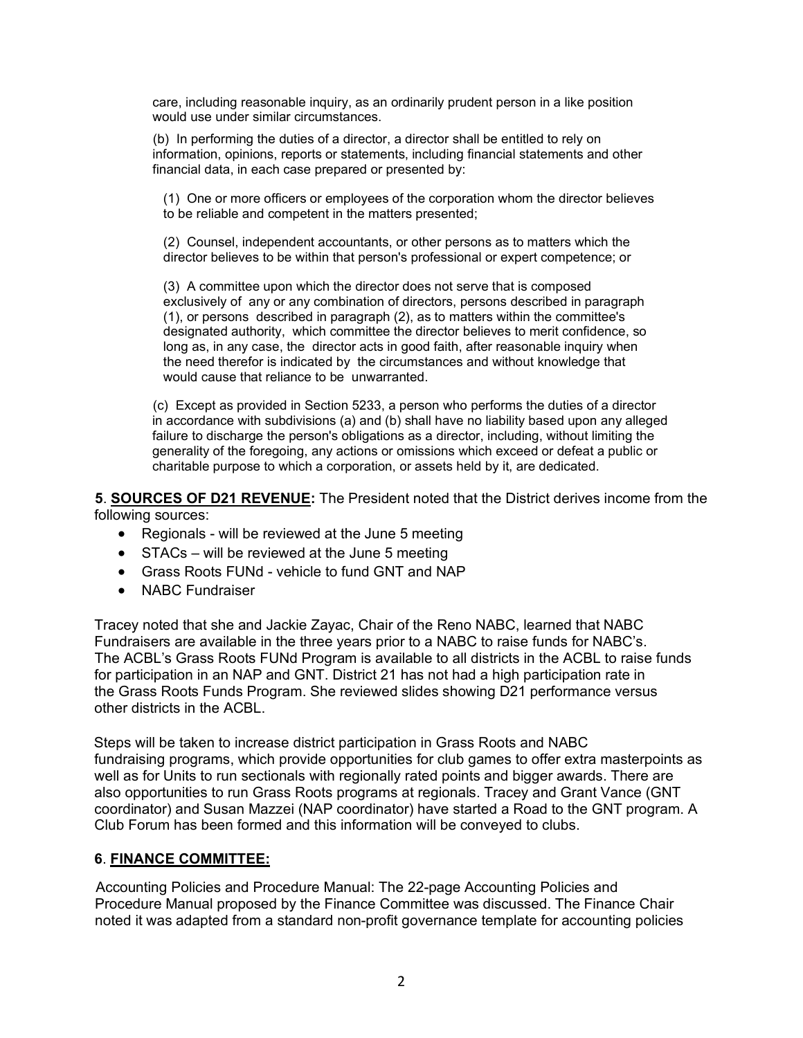care, including reasonable inquiry, as an ordinarily prudent person in a like position would use under similar circumstances.

(b) In performing the duties of a director, a director shall be entitled to rely on information, opinions, reports or statements, including financial statements and other financial data, in each case prepared or presented by:

(1) One or more officers or employees of the corporation whom the director believes to be reliable and competent in the matters presented;

(2) Counsel, independent accountants, or other persons as to matters which the director believes to be within that person's professional or expert competence; or

(3) A committee upon which the director does not serve that is composed exclusively of any or any combination of directors, persons described in paragraph (1), or persons described in paragraph (2), as to matters within the committee's designated authority, which committee the director believes to merit confidence, so long as, in any case, the director acts in good faith, after reasonable inquiry when the need therefor is indicated by the circumstances and without knowledge that would cause that reliance to be unwarranted.

(c) Except as provided in Section 5233, a person who performs the duties of a director in accordance with subdivisions (a) and (b) shall have no liability based upon any alleged failure to discharge the person's obligations as a director, including, without limiting the generality of the foregoing, any actions or omissions which exceed or defeat a public or charitable purpose to which a corporation, or assets held by it, are dedicated.

**5**. **SOURCES OF D21 REVENUE:** The President noted that the District derives income from the following sources:

- Regionals - will be reviewed at the June 5 meeting
- STACs – will be reviewed at the June 5 meeting
- Grass Roots FUNd - vehicle to fund GNT and NAP
- NABC Fundraiser

Tracey noted that she and Jackie Zayac, Chair of the Reno NABC, learned that NABC Fundraisers are available in the three years prior to a NABC to raise funds for NABC's. The ACBL's Grass Roots FUNd Program is available to all districts in the ACBL to raise funds for participation in an NAP and GNT. District 21 has not had a high participation rate in the Grass Roots Funds Program. She reviewed slides showing D21 performance versus other districts in the ACBL.

Steps will be taken to increase district participation in Grass Roots and NABC fundraising programs, which provide opportunities for club games to offer extra masterpoints as well as for Units to run sectionals with regionally rated points and bigger awards. There are also opportunities to run Grass Roots programs at regionals. Tracey and Grant Vance (GNT coordinator) and Susan Mazzei (NAP coordinator) have started a Road to the GNT program. A Club Forum has been formed and this information will be conveyed to clubs.

**6**. **FINANCE COMMITTEE:**

Accounting Policies and Procedure Manual: The 22-page Accounting Policies and Procedure Manual proposed by the Finance Committee was discussed. The Finance Chair noted it was adapted from a standard non-profit governance template for accounting policies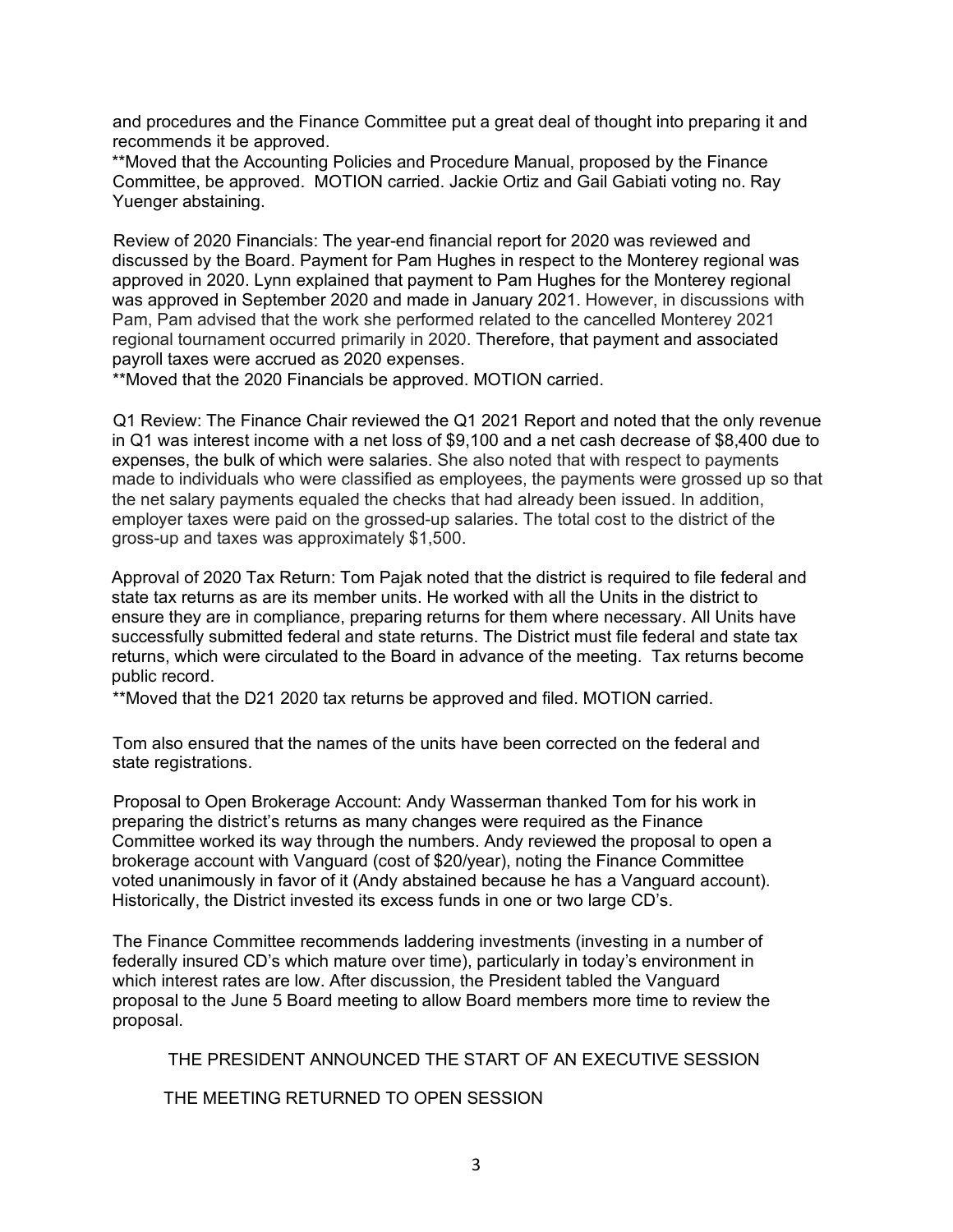and procedures and the Finance Committee put a great deal of thought into preparing it and recommends it be approved.

**Moved that the Accounting Policies and Procedure Manual, proposed by the Finance Committee, be approved. MOTION carried. Jackie Ortiz and Gail Gabiati voting no. Ray Yuenger abstaining.

Review of 2020 Financials: The year-end financial report for 2020 was reviewed and discussed by the Board. Payment for Pam Hughes in respect to the Monterey regional was approved in 2020. Lynn explained that payment to Pam Hughes for the Monterey regional was approved in September 2020 and made in January 2021. However, in discussions with Pam, Pam advised that the work she performed related to the cancelled Monterey 2021 regional tournament occurred primarily in 2020. Therefore, that payment and associated payroll taxes were accrued as 2020 expenses.

**Moved that the 2020 Financials be approved. MOTION carried.

Q1 Review: The Finance Chair reviewed the Q1 2021 Report and noted that the only revenue in Q1 was interest income with a net loss of $9,100 and a net cash decrease of $8,400 due to expenses, the bulk of which were salaries. She also noted that with respect to payments made to individuals who were classified as employees, the payments were grossed up so that the net salary payments equaled the checks that had already been issued. In addition, employer taxes were paid on the grossed-up salaries. The total cost to the district of the gross-up and taxes was approximately $1,500.

Approval of 2020 Tax Return: Tom Pajak noted that the district is required to file federal and state tax returns as are its member units. He worked with all the Units in the district to ensure they are in compliance, preparing returns for them where necessary. All Units have successfully submitted federal and state returns. The District must file federal and state tax returns, which were circulated to the Board in advance of the meeting. Tax returns become public record.

**Moved that the D21 2020 tax returns be approved and filed. MOTION carried.

Tom also ensured that the names of the units have been corrected on the federal and state registrations.

Proposal to Open Brokerage Account: Andy Wasserman thanked Tom for his work in preparing the district's returns as many changes were required as the Finance Committee worked its way through the numbers. Andy reviewed the proposal to open a brokerage account with Vanguard (cost of $20/year), noting the Finance Committee voted unanimously in favor of it (Andy abstained because he has a Vanguard account). Historically, the District invested its excess funds in one or two large CD's.

The Finance Committee recommends laddering investments (investing in a number of federally insured CD's which mature over time), particularly in today's environment in which interest rates are low. After discussion, the President tabled the Vanguard proposal to the June 5 Board meeting to allow Board members more time to review the proposal.

THE PRESIDENT ANNOUNCED THE START OF AN EXECUTIVE SESSION

THE MEETING RETURNED TO OPEN SESSION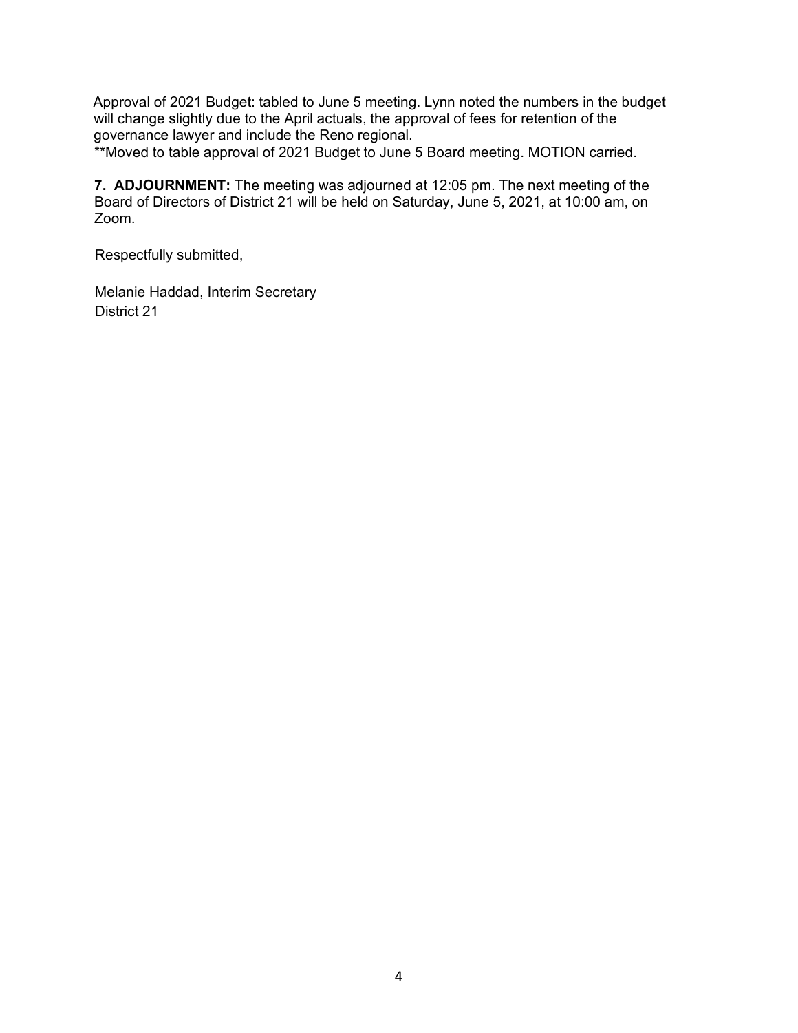Approval of 2021 Budget: tabled to June 5 meeting. Lynn noted the numbers in the budget will change slightly due to the April actuals, the approval of fees for retention of the governance lawyer and include the Reno regional.
**Moved to table approval of 2021 Budget to June 5 Board meeting. MOTION carried.

**7. ADJOURNMENT:** The meeting was adjourned at 12:05 pm. The next meeting of the Board of Directors of District 21 will be held on Saturday, June 5, 2021, at 10:00 am, on Zoom.

Respectfully submitted,

Melanie Haddad, Interim Secretary
District 21